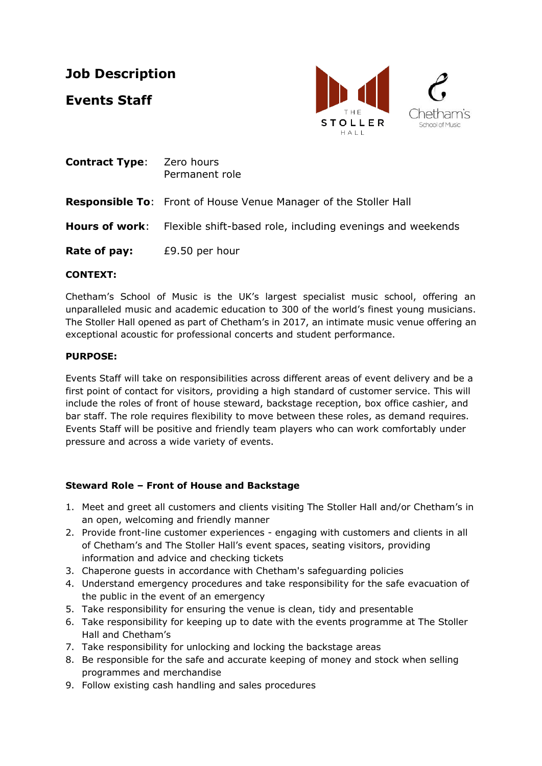# Job Description

# Events Staff

**Contract Type**: Zero hours
Permanent role

**Responsible To**: Front of House Venue Manager of the Stoller Hall

**Hours of work**: Flexible shift-based role, including evenings and weekends

**Rate of pay:** £9.50 per hour

**CONTEXT:**

Chetham's School of Music is the UK's largest specialist music school, offering an unparalleled music and academic education to 300 of the world's finest young musicians. The Stoller Hall opened as part of Chetham's in 2017, an intimate music venue offering an exceptional acoustic for professional concerts and student performance.

**PURPOSE:**

Events Staff will take on responsibilities across different areas of event delivery and be a first point of contact for visitors, providing a high standard of customer service. This will include the roles of front of house steward, backstage reception, box office cashier, and bar staff. The role requires flexibility to move between these roles, as demand requires. Events Staff will be positive and friendly team players who can work comfortably under pressure and across a wide variety of events.

**Steward Role – Front of House and Backstage**

1. Meet and greet all customers and clients visiting The Stoller Hall and/or Chetham's in an open, welcoming and friendly manner
2. Provide front-line customer experiences - engaging with customers and clients in all of Chetham's and The Stoller Hall's event spaces, seating visitors, providing information and advice and checking tickets
3. Chaperone guests in accordance with Chetham's safeguarding policies
4. Understand emergency procedures and take responsibility for the safe evacuation of the public in the event of an emergency
5. Take responsibility for ensuring the venue is clean, tidy and presentable
6. Take responsibility for keeping up to date with the events programme at The Stoller Hall and Chetham's
7. Take responsibility for unlocking and locking the backstage areas
8. Be responsible for the safe and accurate keeping of money and stock when selling programmes and merchandise
9. Follow existing cash handling and sales procedures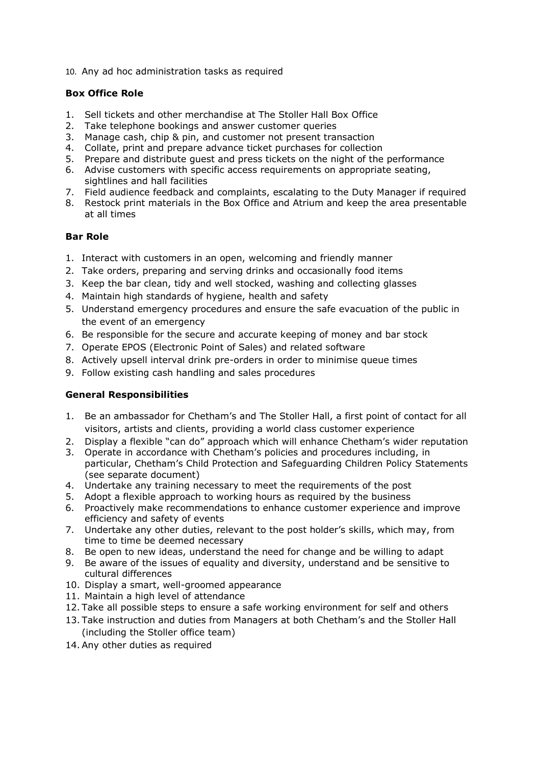10. Any ad hoc administration tasks as required

**Box Office Role**

1. Sell tickets and other merchandise at The Stoller Hall Box Office
2. Take telephone bookings and answer customer queries
3. Manage cash, chip & pin, and customer not present transaction
4. Collate, print and prepare advance ticket purchases for collection
5. Prepare and distribute guest and press tickets on the night of the performance
6. Advise customers with specific access requirements on appropriate seating, sightlines and hall facilities
7. Field audience feedback and complaints, escalating to the Duty Manager if required
8. Restock print materials in the Box Office and Atrium and keep the area presentable at all times

**Bar Role**

1. Interact with customers in an open, welcoming and friendly manner
2. Take orders, preparing and serving drinks and occasionally food items
3. Keep the bar clean, tidy and well stocked, washing and collecting glasses
4. Maintain high standards of hygiene, health and safety
5. Understand emergency procedures and ensure the safe evacuation of the public in the event of an emergency
6. Be responsible for the secure and accurate keeping of money and bar stock
7. Operate EPOS (Electronic Point of Sales) and related software
8. Actively upsell interval drink pre-orders in order to minimise queue times
9. Follow existing cash handling and sales procedures

**General Responsibilities**

1. Be an ambassador for Chetham's and The Stoller Hall, a first point of contact for all visitors, artists and clients, providing a world class customer experience
2. Display a flexible "can do" approach which will enhance Chetham's wider reputation
3. Operate in accordance with Chetham's policies and procedures including, in particular, Chetham's Child Protection and Safeguarding Children Policy Statements (see separate document)
4. Undertake any training necessary to meet the requirements of the post
5. Adopt a flexible approach to working hours as required by the business
6. Proactively make recommendations to enhance customer experience and improve efficiency and safety of events
7. Undertake any other duties, relevant to the post holder's skills, which may, from time to time be deemed necessary
8. Be open to new ideas, understand the need for change and be willing to adapt
9. Be aware of the issues of equality and diversity, understand and be sensitive to cultural differences
10. Display a smart, well-groomed appearance
11. Maintain a high level of attendance
12. Take all possible steps to ensure a safe working environment for self and others
13. Take instruction and duties from Managers at both Chetham's and the Stoller Hall (including the Stoller office team)
14. Any other duties as required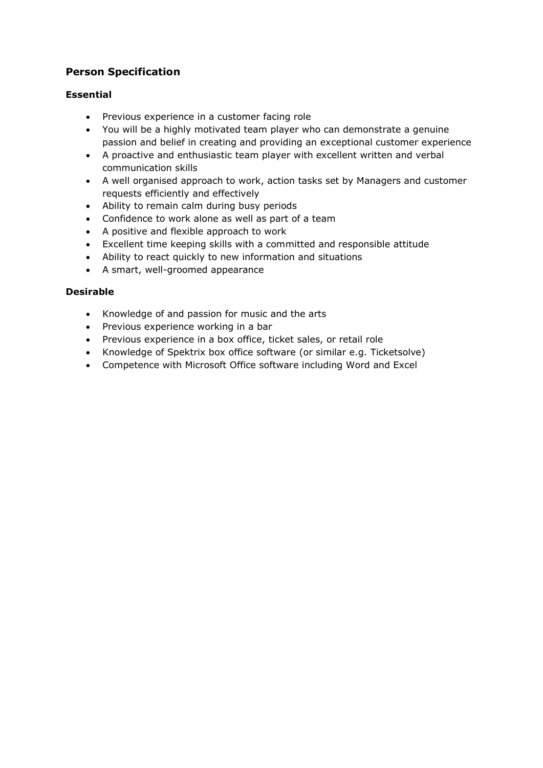## Person Specification

### Essential

- Previous experience in a customer facing role
- You will be a highly motivated team player who can demonstrate a genuine passion and belief in creating and providing an exceptional customer experience
- A proactive and enthusiastic team player with excellent written and verbal communication skills
- A well organised approach to work, action tasks set by Managers and customer requests efficiently and effectively
- Ability to remain calm during busy periods
- Confidence to work alone as well as part of a team
- A positive and flexible approach to work
- Excellent time keeping skills with a committed and responsible attitude
- Ability to react quickly to new information and situations
- A smart, well-groomed appearance

### Desirable

- Knowledge of and passion for music and the arts
- Previous experience working in a bar
- Previous experience in a box office, ticket sales, or retail role
- Knowledge of Spektrix box office software (or similar e.g. Ticketsolve)
- Competence with Microsoft Office software including Word and Excel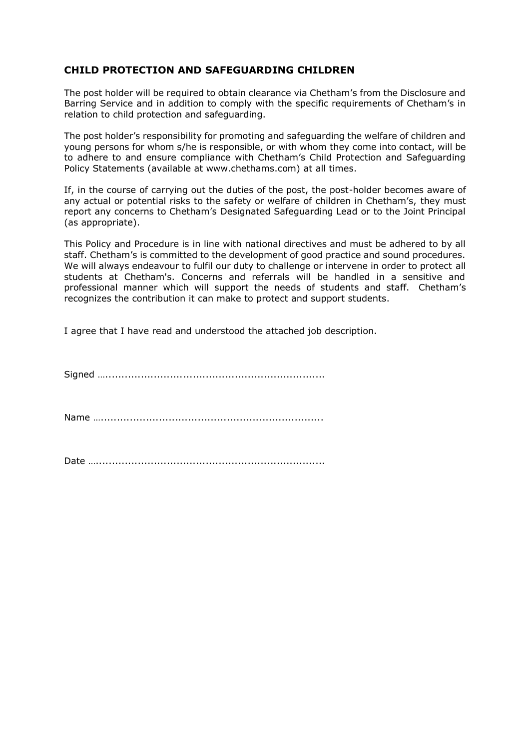## CHILD PROTECTION AND SAFEGUARDING CHILDREN

The post holder will be required to obtain clearance via Chetham's from the Disclosure and Barring Service and in addition to comply with the specific requirements of Chetham's in relation to child protection and safeguarding.

The post holder's responsibility for promoting and safeguarding the welfare of children and young persons for whom s/he is responsible, or with whom they come into contact, will be to adhere to and ensure compliance with Chetham's Child Protection and Safeguarding Policy Statements (available at www.chethams.com) at all times.

If, in the course of carrying out the duties of the post, the post-holder becomes aware of any actual or potential risks to the safety or welfare of children in Chetham's, they must report any concerns to Chetham's Designated Safeguarding Lead or to the Joint Principal (as appropriate).

This Policy and Procedure is in line with national directives and must be adhered to by all staff. Chetham's is committed to the development of good practice and sound procedures. We will always endeavour to fulfil our duty to challenge or intervene in order to protect all students at Chetham's. Concerns and referrals will be handled in a sensitive and professional manner which will support the needs of students and staff. Chetham's recognizes the contribution it can make to protect and support students.

I agree that I have read and understood the attached job description.

Signed …..................................................................

Name …...................................................................

Date …....................................................................